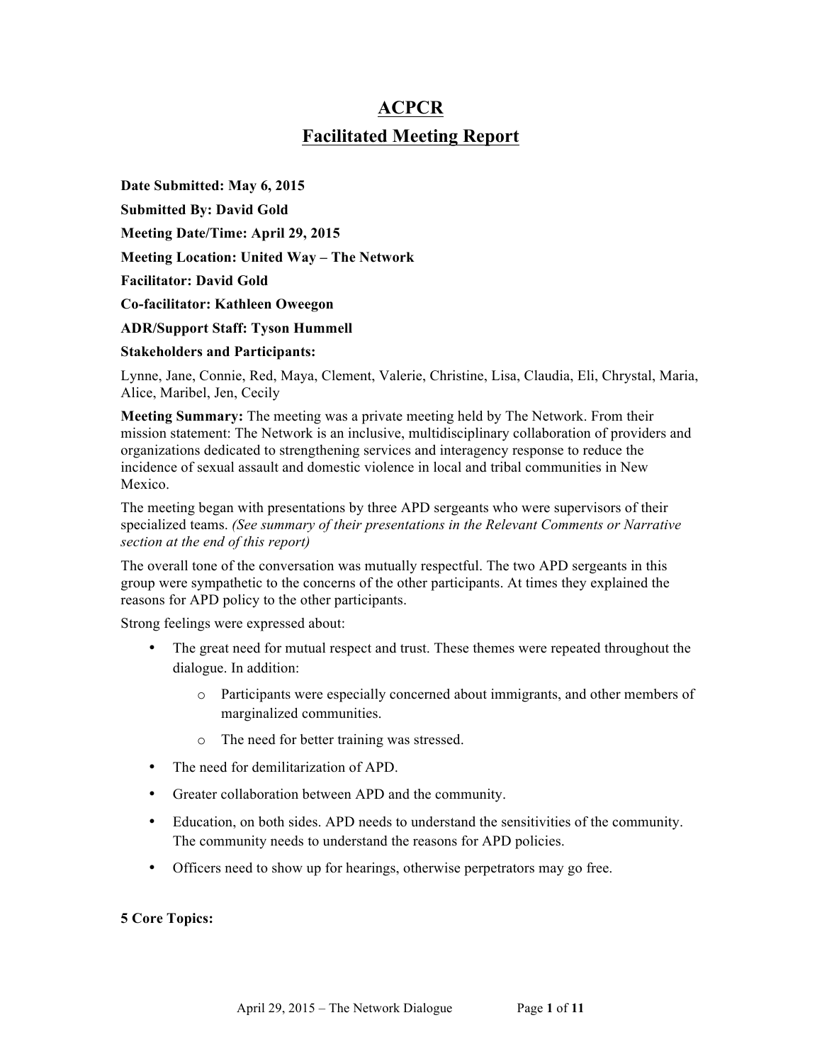# ACPCR

## Facilitated Meeting Report

**Date Submitted: May 6, 2015**

**Submitted By: David Gold**

**Meeting Date/Time: April 29, 2015**

**Meeting Location: United Way – The Network**

**Facilitator: David Gold**

**Co-facilitator: Kathleen Oweegon**

**ADR/Support Staff: Tyson Hummell**

**Stakeholders and Participants:**

Lynne, Jane, Connie, Red, Maya, Clement, Valerie, Christine, Lisa, Claudia, Eli, Chrystal, Maria, Alice, Maribel, Jen, Cecily

**Meeting Summary:** The meeting was a private meeting held by The Network. From their mission statement: The Network is an inclusive, multidisciplinary collaboration of providers and organizations dedicated to strengthening services and interagency response to reduce the incidence of sexual assault and domestic violence in local and tribal communities in New Mexico.

The meeting began with presentations by three APD sergeants who were supervisors of their specialized teams. *(See summary of their presentations in the Relevant Comments or Narrative section at the end of this report)*

The overall tone of the conversation was mutually respectful. The two APD sergeants in this group were sympathetic to the concerns of the other participants. At times they explained the reasons for APD policy to the other participants.

Strong feelings were expressed about:

- The great need for mutual respect and trust. These themes were repeated throughout the dialogue. In addition:
  - Participants were especially concerned about immigrants, and other members of marginalized communities.
  - The need for better training was stressed.
- The need for demilitarization of APD.
- Greater collaboration between APD and the community.
- Education, on both sides. APD needs to understand the sensitivities of the community. The community needs to understand the reasons for APD policies.
- Officers need to show up for hearings, otherwise perpetrators may go free.

**5 Core Topics:**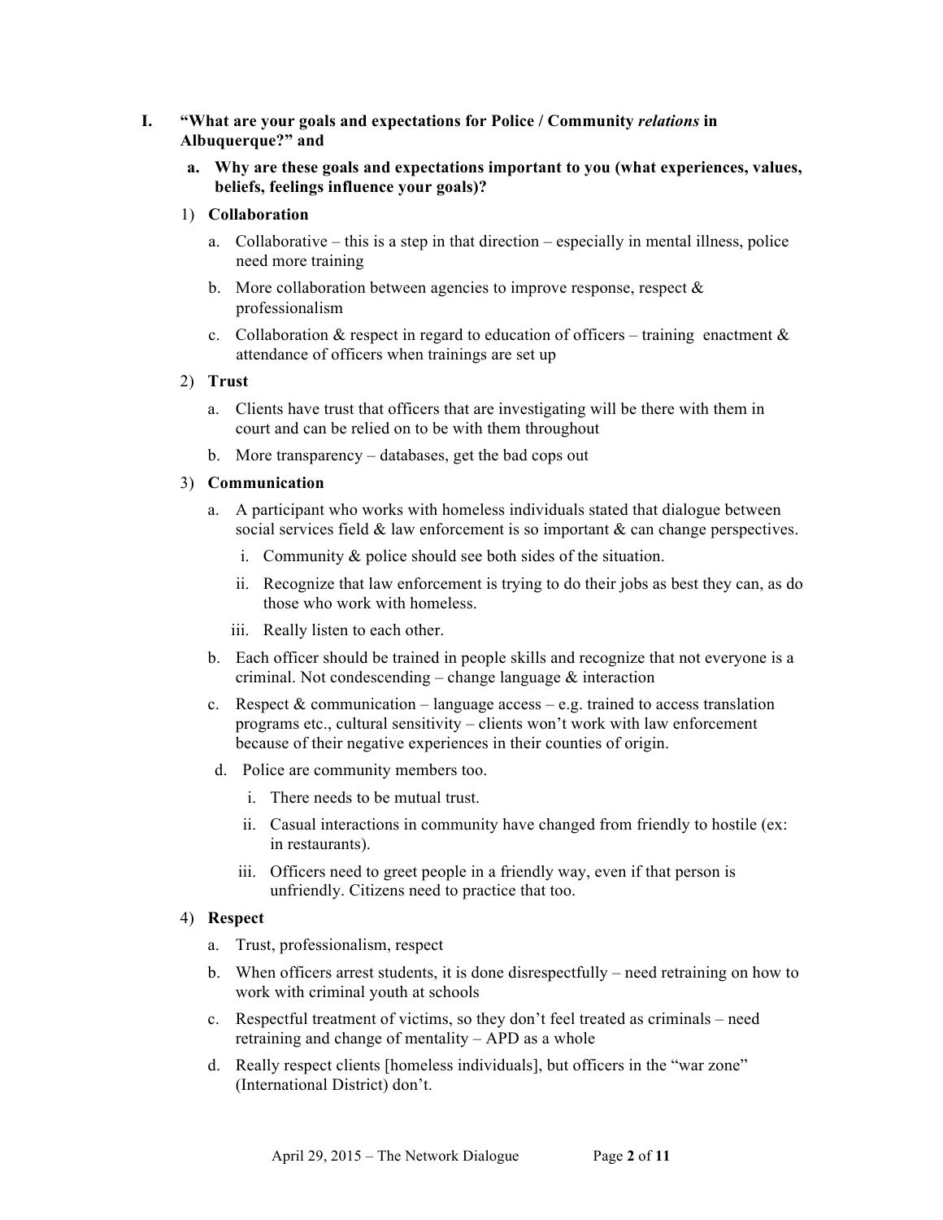I. **"What are your goals and expectations for Police / Community *relations* in Albuquerque?" and**

   a. **Why are these goals and expectations important to you (what experiences, values, beliefs, feelings influence your goals)?**

1) **Collaboration**
   a. Collaborative – this is a step in that direction – especially in mental illness, police need more training
   b. More collaboration between agencies to improve response, respect & professionalism
   c. Collaboration & respect in regard to education of officers – training enactment & attendance of officers when trainings are set up

2) **Trust**
   a. Clients have trust that officers that are investigating will be there with them in court and can be relied on to be with them throughout
   b. More transparency – databases, get the bad cops out

3) **Communication**
   a. A participant who works with homeless individuals stated that dialogue between social services field & law enforcement is so important & can change perspectives.
      i. Community & police should see both sides of the situation.
      ii. Recognize that law enforcement is trying to do their jobs as best they can, as do those who work with homeless.
      iii. Really listen to each other.
   b. Each officer should be trained in people skills and recognize that not everyone is a criminal. Not condescending – change language & interaction
   c. Respect & communication – language access – e.g. trained to access translation programs etc., cultural sensitivity – clients won't work with law enforcement because of their negative experiences in their counties of origin.
   d. Police are community members too.
      i. There needs to be mutual trust.
      ii. Casual interactions in community have changed from friendly to hostile (ex: in restaurants).
      iii. Officers need to greet people in a friendly way, even if that person is unfriendly. Citizens need to practice that too.

4) **Respect**
   a. Trust, professionalism, respect
   b. When officers arrest students, it is done disrespectfully – need retraining on how to work with criminal youth at schools
   c. Respectful treatment of victims, so they don't feel treated as criminals – need retraining and change of mentality – APD as a whole
   d. Really respect clients [homeless individuals], but officers in the "war zone" (International District) don't.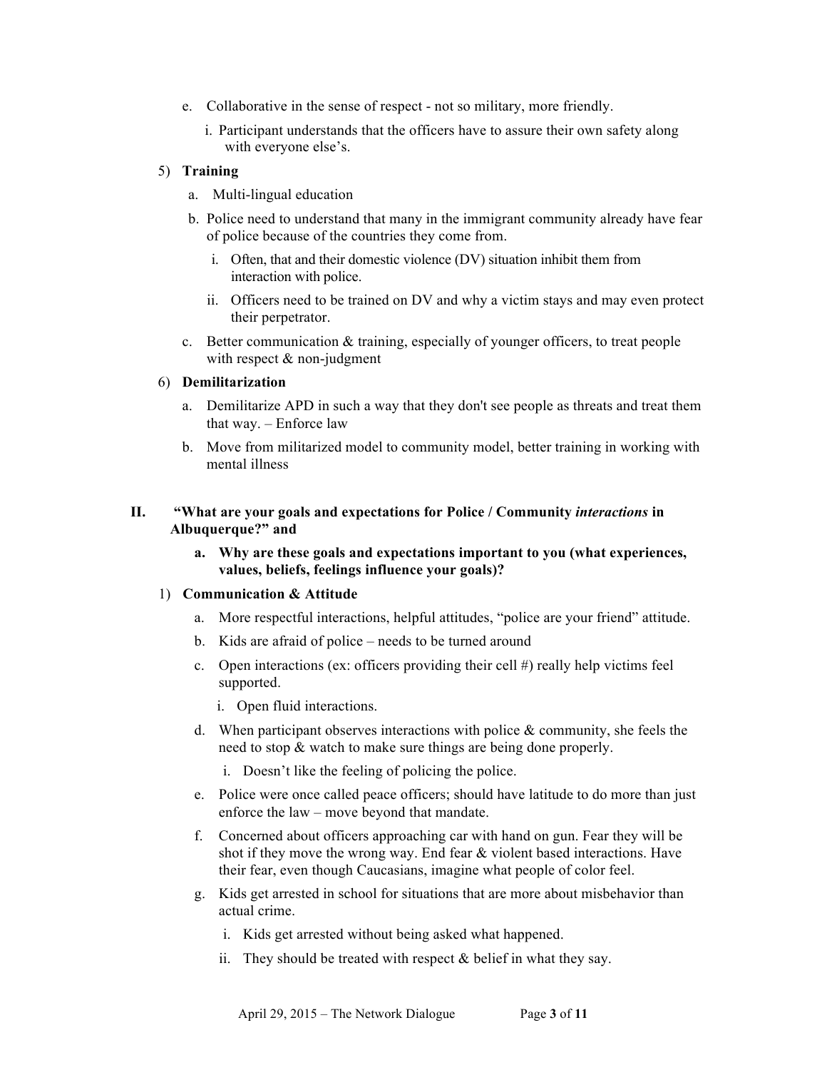e. Collaborative in the sense of respect - not so military, more friendly.
   i. Participant understands that the officers have to assure their own safety along with everyone else's.

5) **Training**
   a. Multi-lingual education
   b. Police need to understand that many in the immigrant community already have fear of police because of the countries they come from.
      i. Often, that and their domestic violence (DV) situation inhibit them from interaction with police.
      ii. Officers need to be trained on DV and why a victim stays and may even protect their perpetrator.
   c. Better communication & training, especially of younger officers, to treat people with respect & non-judgment

6) **Demilitarization**
   a. Demilitarize APD in such a way that they don't see people as threats and treat them that way. – Enforce law
   b. Move from militarized model to community model, better training in working with mental illness

## II. "What are your goals and expectations for Police / Community *interactions* in Albuquerque?" and

### a. Why are these goals and expectations important to you (what experiences, values, beliefs, feelings influence your goals)?

1) **Communication & Attitude**
   a. More respectful interactions, helpful attitudes, "police are your friend" attitude.
   b. Kids are afraid of police – needs to be turned around
   c. Open interactions (ex: officers providing their cell #) really help victims feel supported.
      i. Open fluid interactions.
   d. When participant observes interactions with police & community, she feels the need to stop & watch to make sure things are being done properly.
      i. Doesn't like the feeling of policing the police.
   e. Police were once called peace officers; should have latitude to do more than just enforce the law – move beyond that mandate.
   f. Concerned about officers approaching car with hand on gun. Fear they will be shot if they move the wrong way. End fear & violent based interactions. Have their fear, even though Caucasians, imagine what people of color feel.
   g. Kids get arrested in school for situations that are more about misbehavior than actual crime.
      i. Kids get arrested without being asked what happened.
      ii. They should be treated with respect & belief in what they say.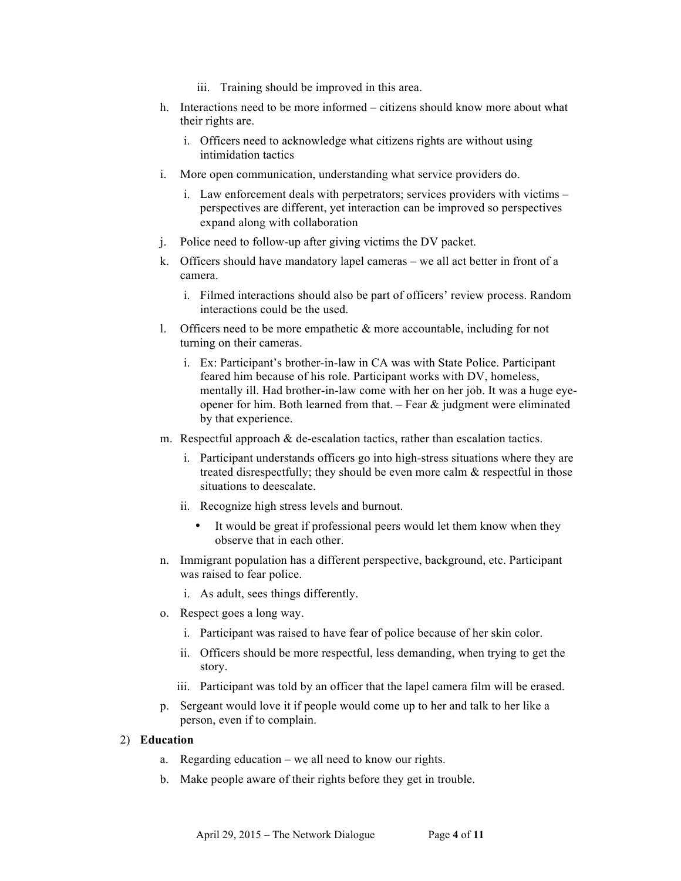iii. Training should be improved in this area.

   h. Interactions need to be more informed – citizens should know more about what their rights are.
      i. Officers need to acknowledge what citizens rights are without using intimidation tactics
   i. More open communication, understanding what service providers do.
      i. Law enforcement deals with perpetrators; services providers with victims – perspectives are different, yet interaction can be improved so perspectives expand along with collaboration
   j. Police need to follow-up after giving victims the DV packet.
   k. Officers should have mandatory lapel cameras – we all act better in front of a camera.
      i. Filmed interactions should also be part of officers' review process. Random interactions could be the used.
   l. Officers need to be more empathetic & more accountable, including for not turning on their cameras.
      i. Ex: Participant's brother-in-law in CA was with State Police. Participant feared him because of his role. Participant works with DV, homeless, mentally ill. Had brother-in-law come with her on her job. It was a huge eye-opener for him. Both learned from that. – Fear & judgment were eliminated by that experience.
   m. Respectful approach & de-escalation tactics, rather than escalation tactics.
      i. Participant understands officers go into high-stress situations where they are treated disrespectfully; they should be even more calm & respectful in those situations to deescalate.
      ii. Recognize high stress levels and burnout.
         - It would be great if professional peers would let them know when they observe that in each other.
   n. Immigrant population has a different perspective, background, etc. Participant was raised to fear police.
      i. As adult, sees things differently.
   o. Respect goes a long way.
      i. Participant was raised to have fear of police because of her skin color.
      ii. Officers should be more respectful, less demanding, when trying to get the story.
      iii. Participant was told by an officer that the lapel camera film will be erased.
   p. Sergeant would love it if people would come up to her and talk to her like a person, even if to complain.

2) **Education**
   a. Regarding education – we all need to know our rights.
   b. Make people aware of their rights before they get in trouble.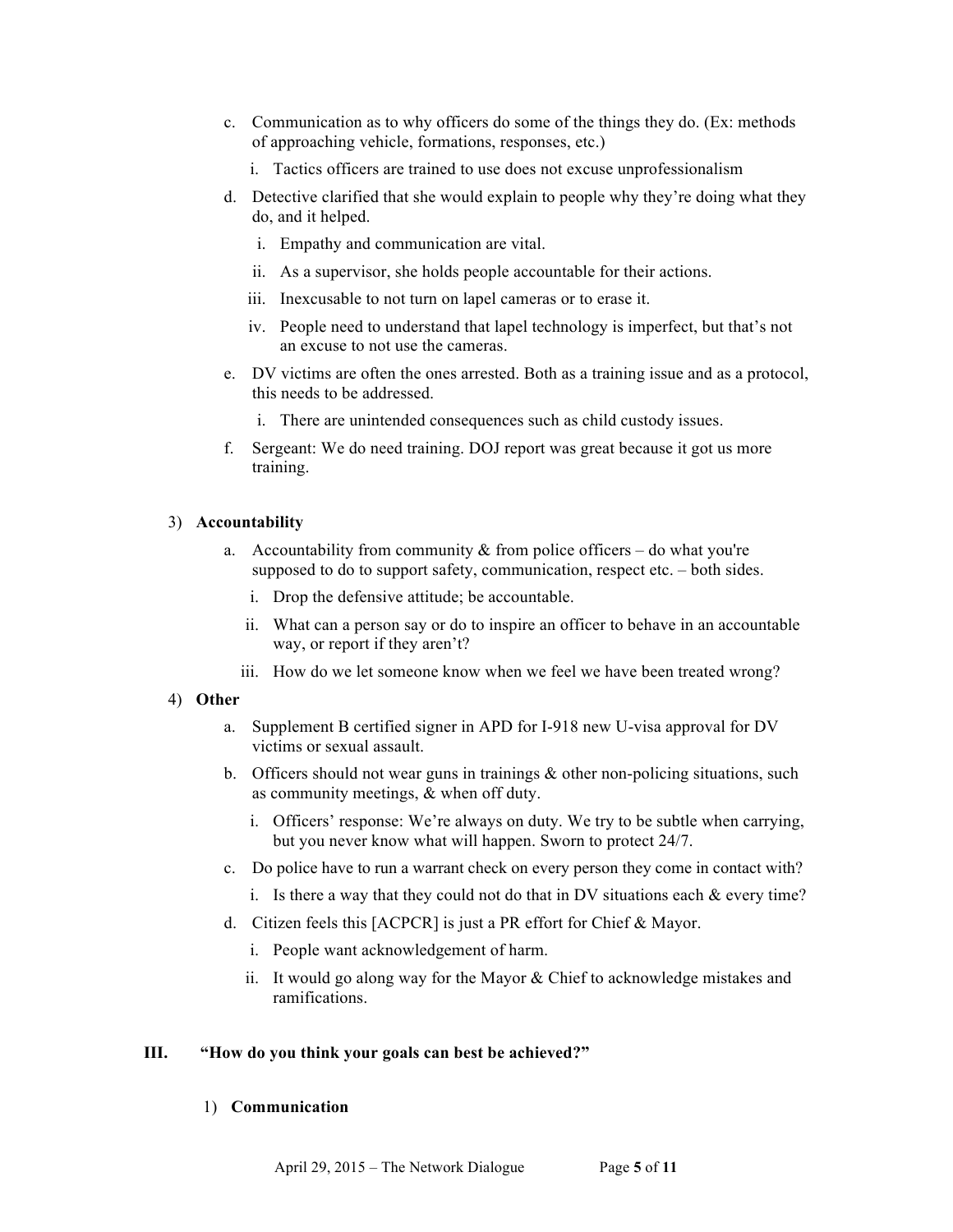c. Communication as to why officers do some of the things they do. (Ex: methods of approaching vehicle, formations, responses, etc.)
   i. Tactics officers are trained to use does not excuse unprofessionalism

d. Detective clarified that she would explain to people why they're doing what they do, and it helped.
   i. Empathy and communication are vital.
   ii. As a supervisor, she holds people accountable for their actions.
   iii. Inexcusable to not turn on lapel cameras or to erase it.
   iv. People need to understand that lapel technology is imperfect, but that's not an excuse to not use the cameras.

e. DV victims are often the ones arrested. Both as a training issue and as a protocol, this needs to be addressed.
   i. There are unintended consequences such as child custody issues.

f. Sergeant: We do need training. DOJ report was great because it got us more training.

3) **Accountability**

a. Accountability from community & from police officers – do what you're supposed to do to support safety, communication, respect etc. – both sides.
   i. Drop the defensive attitude; be accountable.
   ii. What can a person say or do to inspire an officer to behave in an accountable way, or report if they aren't?
   iii. How do we let someone know when we feel we have been treated wrong?

4) **Other**

a. Supplement B certified signer in APD for I-918 new U-visa approval for DV victims or sexual assault.

b. Officers should not wear guns in trainings & other non-policing situations, such as community meetings, & when off duty.
   i. Officers' response: We're always on duty. We try to be subtle when carrying, but you never know what will happen. Sworn to protect 24/7.

c. Do police have to run a warrant check on every person they come in contact with?
   i. Is there a way that they could not do that in DV situations each & every time?

d. Citizen feels this [ACPCR] is just a PR effort for Chief & Mayor.
   i. People want acknowledgement of harm.
   ii. It would go along way for the Mayor & Chief to acknowledge mistakes and ramifications.

## III. "How do you think your goals can best be achieved?"

1) **Communication**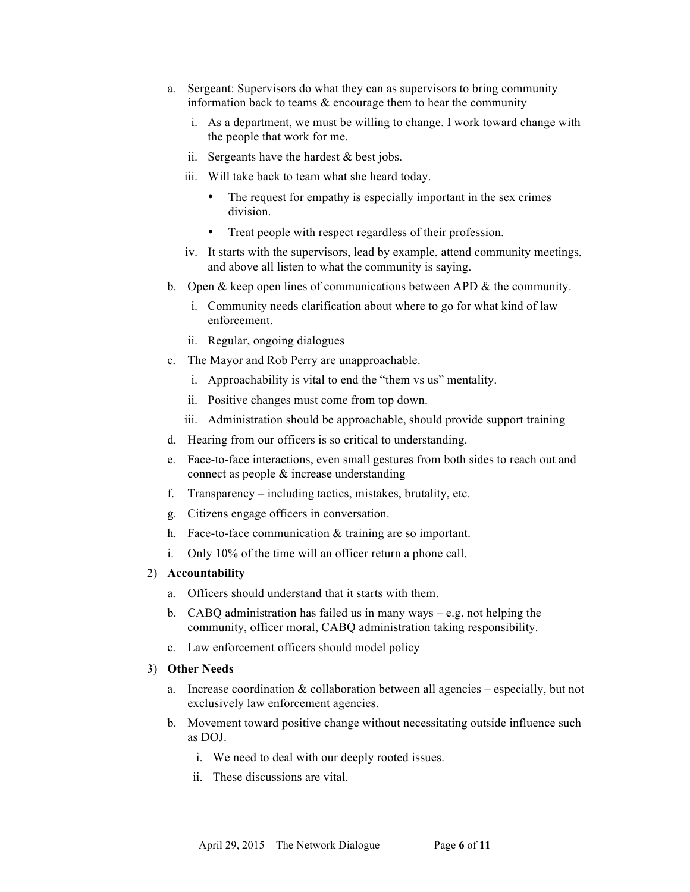a. Sergeant: Supervisors do what they can as supervisors to bring community information back to teams & encourage them to hear the community
   i. As a department, we must be willing to change. I work toward change with the people that work for me.
   ii. Sergeants have the hardest & best jobs.
   iii. Will take back to team what she heard today.
      - The request for empathy is especially important in the sex crimes division.
      - Treat people with respect regardless of their profession.
   iv. It starts with the supervisors, lead by example, attend community meetings, and above all listen to what the community is saying.
b. Open & keep open lines of communications between APD & the community.
   i. Community needs clarification about where to go for what kind of law enforcement.
   ii. Regular, ongoing dialogues
c. The Mayor and Rob Perry are unapproachable.
   i. Approachability is vital to end the "them vs us" mentality.
   ii. Positive changes must come from top down.
   iii. Administration should be approachable, should provide support training
d. Hearing from our officers is so critical to understanding.
e. Face-to-face interactions, even small gestures from both sides to reach out and connect as people & increase understanding
f. Transparency – including tactics, mistakes, brutality, etc.
g. Citizens engage officers in conversation.
h. Face-to-face communication & training are so important.
i. Only 10% of the time will an officer return a phone call.

2) **Accountability**
   a. Officers should understand that it starts with them.
   b. CABQ administration has failed us in many ways – e.g. not helping the community, officer moral, CABQ administration taking responsibility.
   c. Law enforcement officers should model policy

3) **Other Needs**
   a. Increase coordination & collaboration between all agencies – especially, but not exclusively law enforcement agencies.
   b. Movement toward positive change without necessitating outside influence such as DOJ.
      i. We need to deal with our deeply rooted issues.
      ii. These discussions are vital.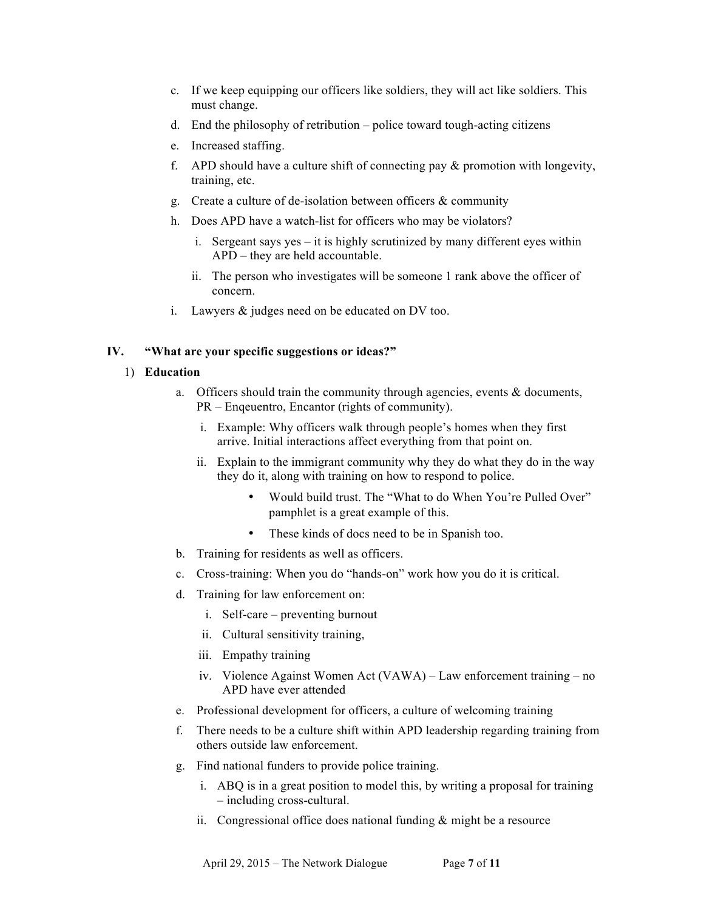c. If we keep equipping our officers like soldiers, they will act like soldiers. This must change.

d. End the philosophy of retribution – police toward tough-acting citizens

e. Increased staffing.

f. APD should have a culture shift of connecting pay & promotion with longevity, training, etc.

g. Create a culture of de-isolation between officers & community

h. Does APD have a watch-list for officers who may be violators?

   i. Sergeant says yes – it is highly scrutinized by many different eyes within APD – they are held accountable.

   ii. The person who investigates will be someone 1 rank above the officer of concern.

i. Lawyers & judges need on be educated on DV too.

## IV. "What are your specific suggestions or ideas?"

1) **Education**

   a. Officers should train the community through agencies, events & documents, PR – Enqeuentro, Encantor (rights of community).

      i. Example: Why officers walk through people's homes when they first arrive. Initial interactions affect everything from that point on.

      ii. Explain to the immigrant community why they do what they do in the way they do it, along with training on how to respond to police.

         - Would build trust. The "What to do When You're Pulled Over" pamphlet is a great example of this.
         - These kinds of docs need to be in Spanish too.

   b. Training for residents as well as officers.

   c. Cross-training: When you do "hands-on" work how you do it is critical.

   d. Training for law enforcement on:

      i. Self-care – preventing burnout

      ii. Cultural sensitivity training,

      iii. Empathy training

      iv. Violence Against Women Act (VAWA) – Law enforcement training – no APD have ever attended

   e. Professional development for officers, a culture of welcoming training

   f. There needs to be a culture shift within APD leadership regarding training from others outside law enforcement.

   g. Find national funders to provide police training.

      i. ABQ is in a great position to model this, by writing a proposal for training – including cross-cultural.

      ii. Congressional office does national funding & might be a resource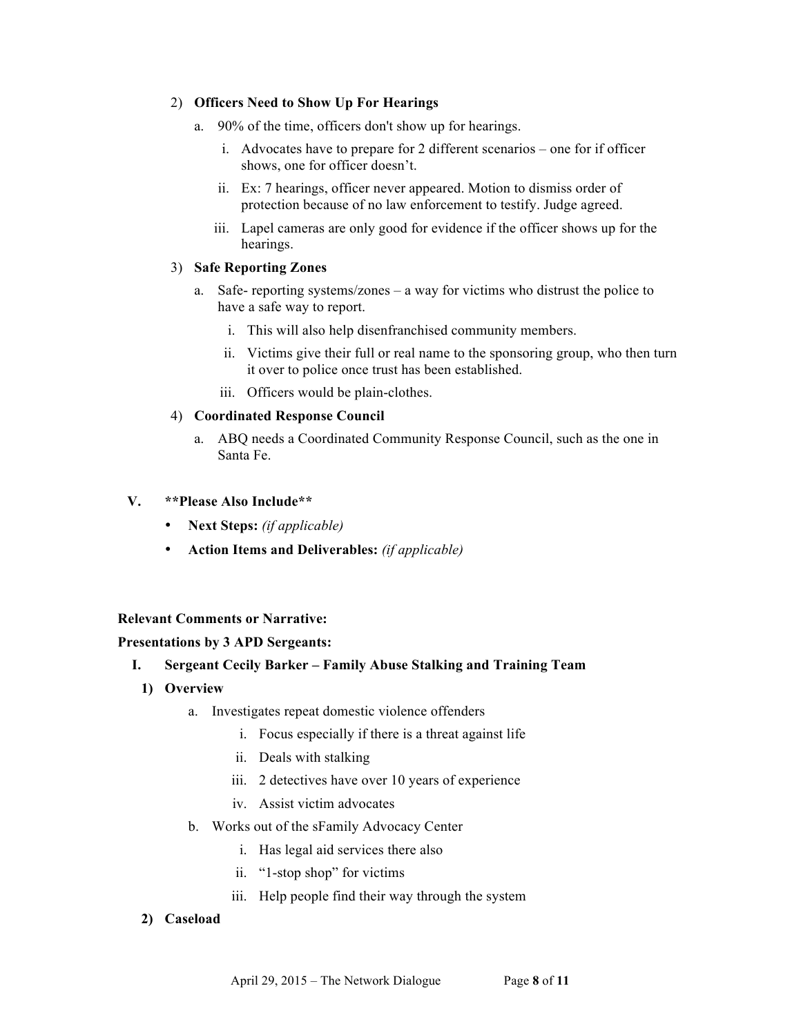2) **Officers Need to Show Up For Hearings**
   a. 90% of the time, officers don't show up for hearings.
      i. Advocates have to prepare for 2 different scenarios – one for if officer shows, one for officer doesn't.
      ii. Ex: 7 hearings, officer never appeared. Motion to dismiss order of protection because of no law enforcement to testify. Judge agreed.
      iii. Lapel cameras are only good for evidence if the officer shows up for the hearings.

3) **Safe Reporting Zones**
   a. Safe- reporting systems/zones – a way for victims who distrust the police to have a safe way to report.
      i. This will also help disenfranchised community members.
      ii. Victims give their full or real name to the sponsoring group, who then turn it over to police once trust has been established.
      iii. Officers would be plain-clothes.

4) **Coordinated Response Council**
   a. ABQ needs a Coordinated Community Response Council, such as the one in Santa Fe.

**V. \*\*Please Also Include\*\***

- **Next Steps:** *(if applicable)*
- **Action Items and Deliverables:** *(if applicable)*

**Relevant Comments or Narrative:**

**Presentations by 3 APD Sergeants:**

**I. Sergeant Cecily Barker – Family Abuse Stalking and Training Team**

**1) Overview**
   a. Investigates repeat domestic violence offenders
      i. Focus especially if there is a threat against life
      ii. Deals with stalking
      iii. 2 detectives have over 10 years of experience
      iv. Assist victim advocates
   b. Works out of the sFamily Advocacy Center
      i. Has legal aid services there also
      ii. "1-stop shop" for victims
      iii. Help people find their way through the system

**2) Caseload**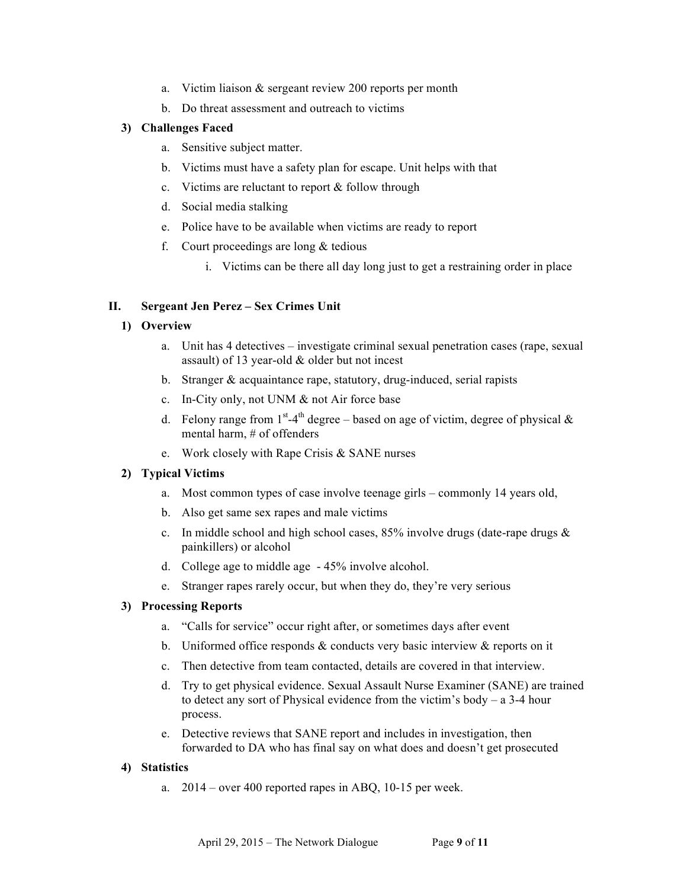a. Victim liaison & sergeant review 200 reports per month
   b. Do threat assessment and outreach to victims

**3) Challenges Faced**

   a. Sensitive subject matter.
   b. Victims must have a safety plan for escape. Unit helps with that
   c. Victims are reluctant to report & follow through
   d. Social media stalking
   e. Police have to be available when victims are ready to report
   f. Court proceedings are long & tedious
      i. Victims can be there all day long just to get a restraining order in place

## II. Sergeant Jen Perez – Sex Crimes Unit

**1) Overview**

   a. Unit has 4 detectives – investigate criminal sexual penetration cases (rape, sexual assault) of 13 year-old & older but not incest
   b. Stranger & acquaintance rape, statutory, drug-induced, serial rapists
   c. In-City only, not UNM & not Air force base
   d. Felony range from 1st-4th degree – based on age of victim, degree of physical & mental harm, # of offenders
   e. Work closely with Rape Crisis & SANE nurses

**2) Typical Victims**

   a. Most common types of case involve teenage girls – commonly 14 years old,
   b. Also get same sex rapes and male victims
   c. In middle school and high school cases, 85% involve drugs (date-rape drugs & painkillers) or alcohol
   d. College age to middle age - 45% involve alcohol.
   e. Stranger rapes rarely occur, but when they do, they're very serious

**3) Processing Reports**

   a. "Calls for service" occur right after, or sometimes days after event
   b. Uniformed office responds & conducts very basic interview & reports on it
   c. Then detective from team contacted, details are covered in that interview.
   d. Try to get physical evidence. Sexual Assault Nurse Examiner (SANE) are trained to detect any sort of Physical evidence from the victim's body – a 3-4 hour process.
   e. Detective reviews that SANE report and includes in investigation, then forwarded to DA who has final say on what does and doesn't get prosecuted

**4) Statistics**

   a. 2014 – over 400 reported rapes in ABQ, 10-15 per week.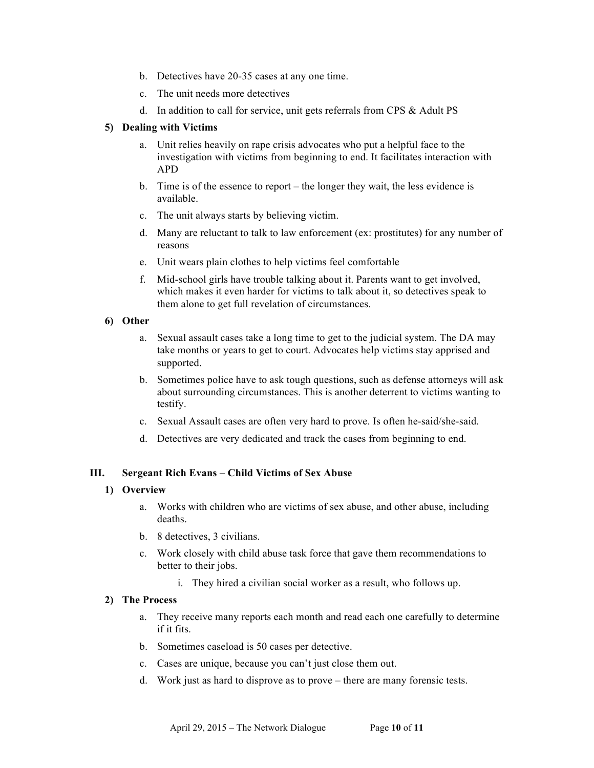b. Detectives have 20-35 cases at any one time.

c. The unit needs more detectives

d. In addition to call for service, unit gets referrals from CPS & Adult PS

**5) Dealing with Victims**

a. Unit relies heavily on rape crisis advocates who put a helpful face to the investigation with victims from beginning to end. It facilitates interaction with APD

b. Time is of the essence to report – the longer they wait, the less evidence is available.

c. The unit always starts by believing victim.

d. Many are reluctant to talk to law enforcement (ex: prostitutes) for any number of reasons

e. Unit wears plain clothes to help victims feel comfortable

f. Mid-school girls have trouble talking about it. Parents want to get involved, which makes it even harder for victims to talk about it, so detectives speak to them alone to get full revelation of circumstances.

**6) Other**

a. Sexual assault cases take a long time to get to the judicial system. The DA may take months or years to get to court. Advocates help victims stay apprised and supported.

b. Sometimes police have to ask tough questions, such as defense attorneys will ask about surrounding circumstances. This is another deterrent to victims wanting to testify.

c. Sexual Assault cases are often very hard to prove. Is often he-said/she-said.

d. Detectives are very dedicated and track the cases from beginning to end.

## III. Sergeant Rich Evans – Child Victims of Sex Abuse

**1) Overview**

a. Works with children who are victims of sex abuse, and other abuse, including deaths.

b. 8 detectives, 3 civilians.

c. Work closely with child abuse task force that gave them recommendations to better to their jobs.

   i. They hired a civilian social worker as a result, who follows up.

**2) The Process**

a. They receive many reports each month and read each one carefully to determine if it fits.

b. Sometimes caseload is 50 cases per detective.

c. Cases are unique, because you can't just close them out.

d. Work just as hard to disprove as to prove – there are many forensic tests.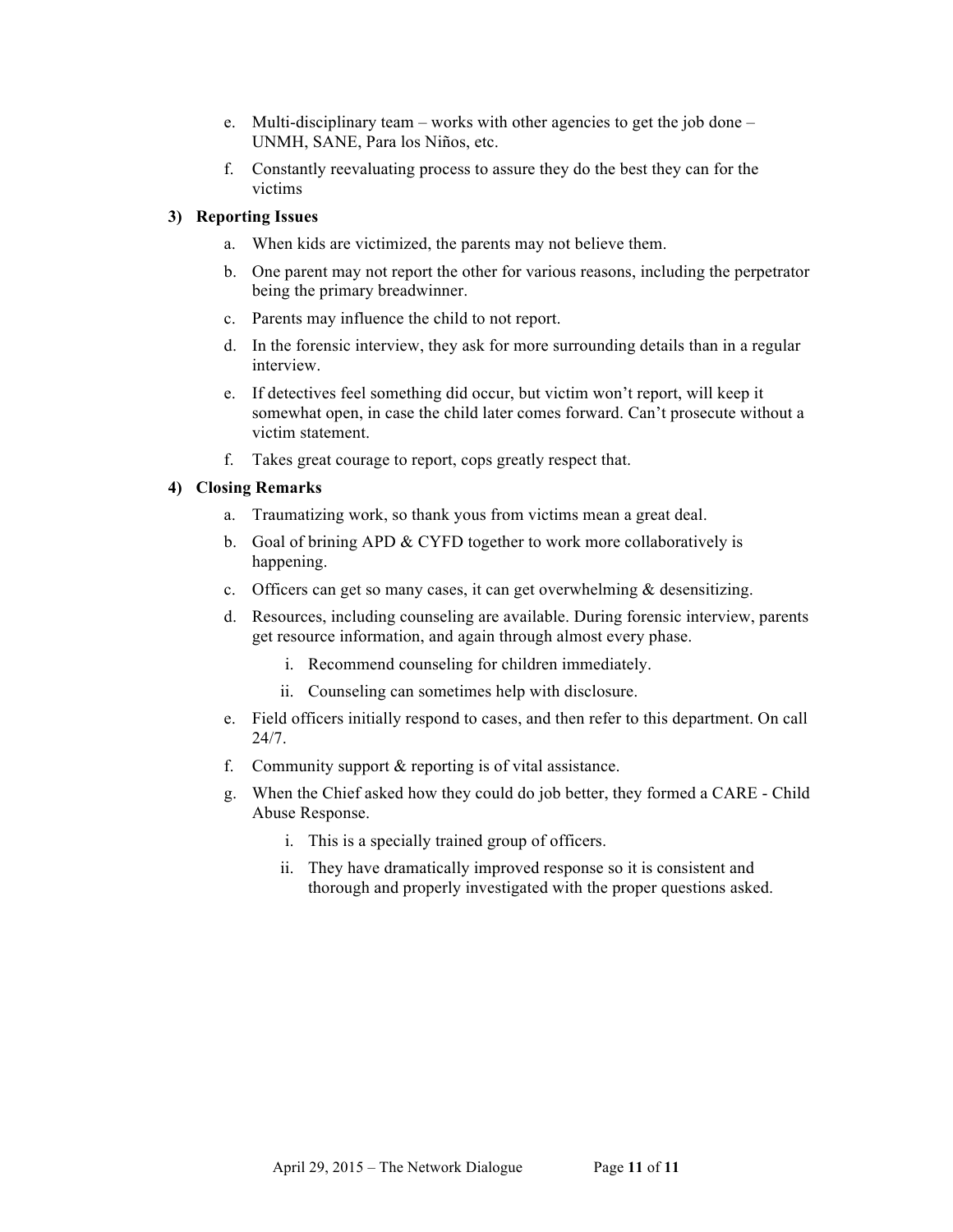e. Multi-disciplinary team – works with other agencies to get the job done – UNMH, SANE, Para los Niños, etc.

f. Constantly reevaluating process to assure they do the best they can for the victims

**3) Reporting Issues**

a. When kids are victimized, the parents may not believe them.

b. One parent may not report the other for various reasons, including the perpetrator being the primary breadwinner.

c. Parents may influence the child to not report.

d. In the forensic interview, they ask for more surrounding details than in a regular interview.

e. If detectives feel something did occur, but victim won't report, will keep it somewhat open, in case the child later comes forward. Can't prosecute without a victim statement.

f. Takes great courage to report, cops greatly respect that.

**4) Closing Remarks**

a. Traumatizing work, so thank yous from victims mean a great deal.

b. Goal of brining APD & CYFD together to work more collaboratively is happening.

c. Officers can get so many cases, it can get overwhelming & desensitizing.

d. Resources, including counseling are available. During forensic interview, parents get resource information, and again through almost every phase.

   i. Recommend counseling for children immediately.

   ii. Counseling can sometimes help with disclosure.

e. Field officers initially respond to cases, and then refer to this department. On call 24/7.

f. Community support & reporting is of vital assistance.

g. When the Chief asked how they could do job better, they formed a CARE - Child Abuse Response.

   i. This is a specially trained group of officers.

   ii. They have dramatically improved response so it is consistent and thorough and properly investigated with the proper questions asked.